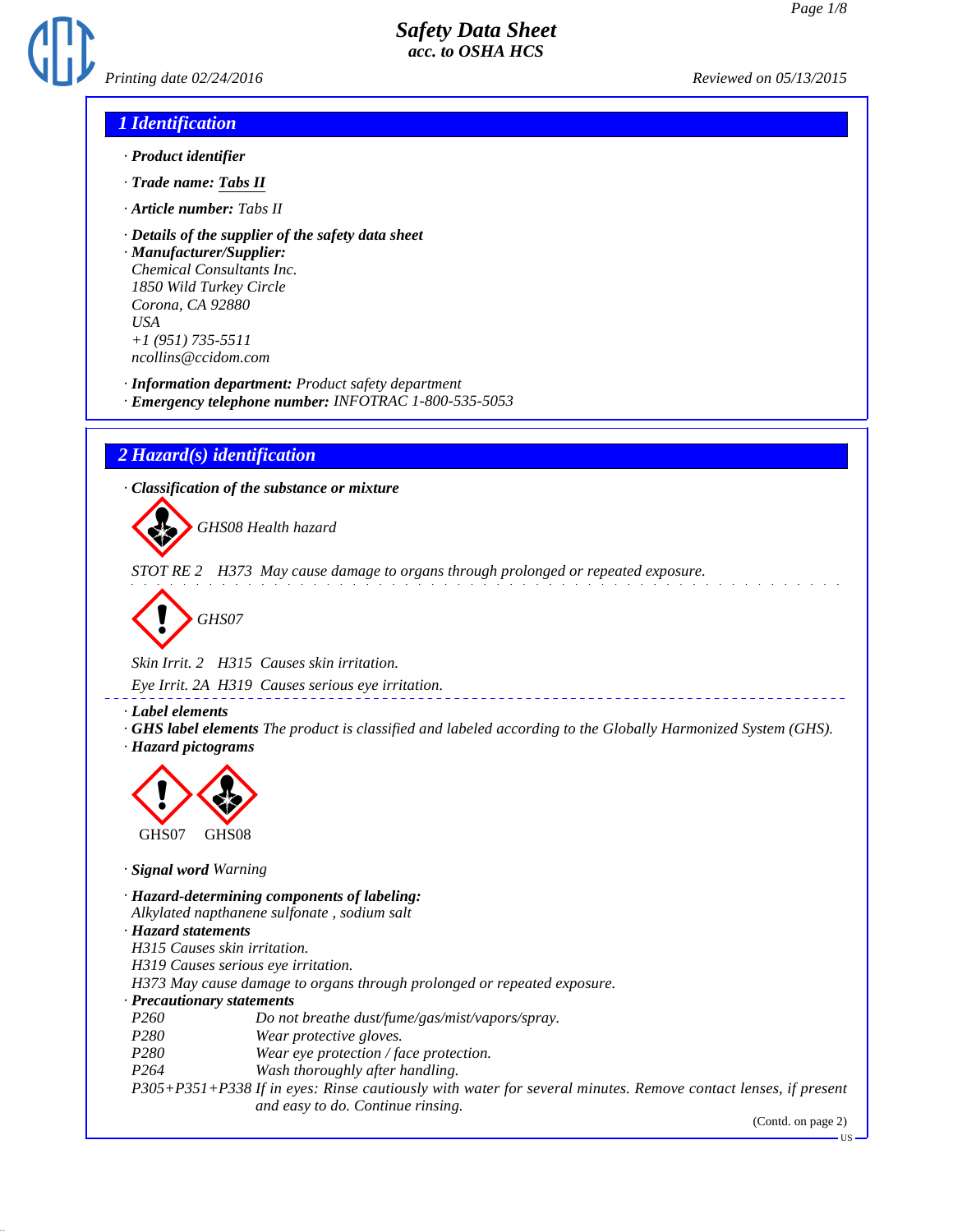# Safety Data Sheet
## acc. to OSHA HCS

Printing date 02/24/2016 Reviewed on 05/13/2015

## 1 Identification

· **Product identifier**

· **Trade name: Tabs II**

· **Article number:** Tabs II

· **Details of the supplier of the safety data sheet**
· **Manufacturer/Supplier:**
Chemical Consultants Inc.
1850 Wild Turkey Circle
Corona, CA 92880
USA
+1 (951) 735-5511
ncollins@ccidom.com

· **Information department:** Product safety department
· **Emergency telephone number:** INFOTRAC 1-800-535-5053

## 2 Hazard(s) identification

· **Classification of the substance or mixture**

GHS08 Health hazard

STOT RE 2 H373 May cause damage to organs through prolonged or repeated exposure.

GHS07

Skin Irrit. 2 H315 Causes skin irritation.

Eye Irrit. 2A H319 Causes serious eye irritation.

· **Label elements**
· **GHS label elements** The product is classified and labeled according to the Globally Harmonized System (GHS).
· **Hazard pictograms**

GHS07 GHS08

· **Signal word** Warning

· **Hazard-determining components of labeling:**
Alkylated napthanene sulfonate , sodium salt
· **Hazard statements**
H315 Causes skin irritation.
H319 Causes serious eye irritation.
H373 May cause damage to organs through prolonged or repeated exposure.
· **Precautionary statements**

| | |
|---|---|
| P260 | Do not breathe dust/fume/gas/mist/vapors/spray. |
| P280 | Wear protective gloves. |
| P280 | Wear eye protection / face protection. |
| P264 | Wash thoroughly after handling. |
| P305+P351+P338 | If in eyes: Rinse cautiously with water for several minutes. Remove contact lenses, if present and easy to do. Continue rinsing. |

(Contd. on page 2)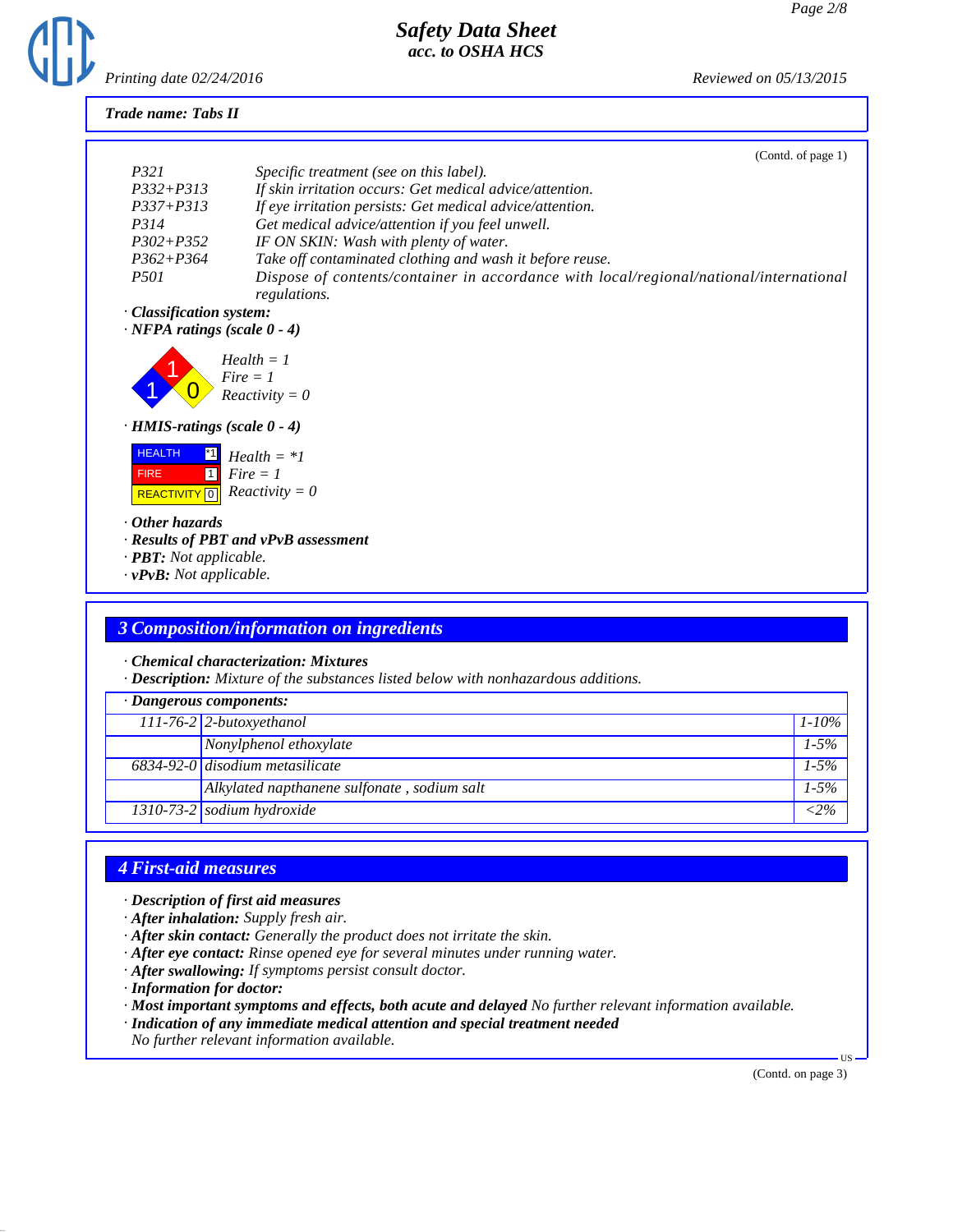**Trade name: Tabs II**

(Contd. of page 1)

| | |
|---|---|
| P321 | Specific treatment (see on this label). |
| P332+P313 | If skin irritation occurs: Get medical advice/attention. |
| P337+P313 | If eye irritation persists: Get medical advice/attention. |
| P314 | Get medical advice/attention if you feel unwell. |
| P302+P352 | IF ON SKIN: Wash with plenty of water. |
| P362+P364 | Take off contaminated clothing and wash it before reuse. |
| P501 | Dispose of contents/container in accordance with local/regional/national/international regulations. |

· **Classification system:**

· **NFPA ratings (scale 0 - 4)**

Health = 1
Fire = 1
Reactivity = 0

· **HMIS-ratings (scale 0 - 4)**

| | | |
|---|---|---|
| HEALTH | *1 | Health = *1 |
| FIRE | 1 | Fire = 1 |
| REACTIVITY | 0 | Reactivity = 0 |

· **Other hazards**
· **Results of PBT and vPvB assessment**
· **PBT:** Not applicable.
· **vPvB:** Not applicable.

## 3 Composition/information on ingredients

· **Chemical characterization: Mixtures**
· **Description:** Mixture of the substances listed below with nonhazardous additions.

| · Dangerous components: | | |
|---|---|---|
| 111-76-2 | 2-butoxyethanol | 1-10% |
| | Nonylphenol ethoxylate | 1-5% |
| 6834-92-0 | disodium metasilicate | 1-5% |
| | Alkylated napthanene sulfonate , sodium salt | 1-5% |
| 1310-73-2 | sodium hydroxide | <2% |

## 4 First-aid measures

· **Description of first aid measures**
· **After inhalation:** Supply fresh air.
· **After skin contact:** Generally the product does not irritate the skin.
· **After eye contact:** Rinse opened eye for several minutes under running water.
· **After swallowing:** If symptoms persist consult doctor.
· **Information for doctor:**
· **Most important symptoms and effects, both acute and delayed** No further relevant information available.
· **Indication of any immediate medical attention and special treatment needed**
No further relevant information available.

(Contd. on page 3)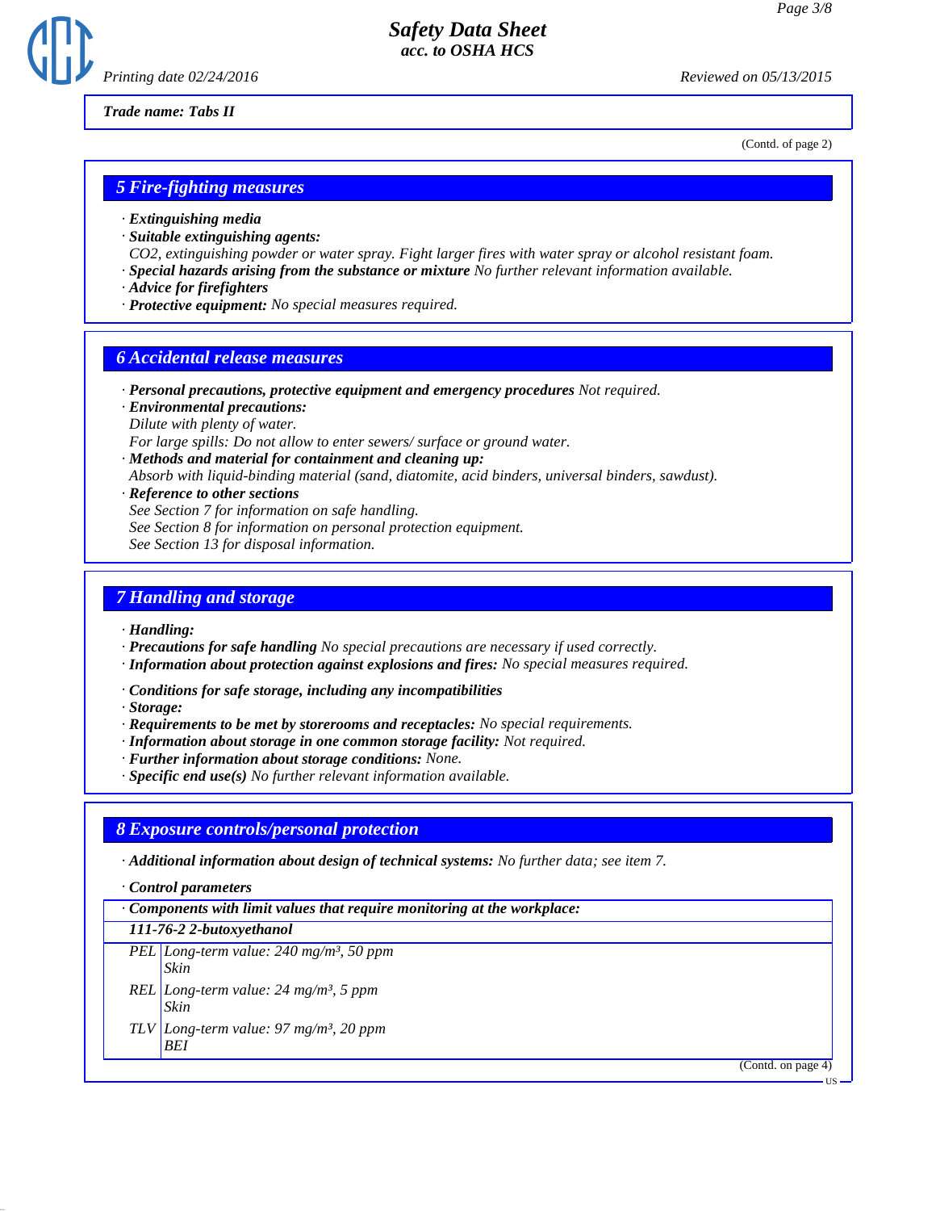Trade name: Tabs II

(Contd. of page 2)

## 5 Fire-fighting measures

- **Extinguishing media**
- **Suitable extinguishing agents:**
  CO2, extinguishing powder or water spray. Fight larger fires with water spray or alcohol resistant foam.
- **Special hazards arising from the substance or mixture** No further relevant information available.
- **Advice for firefighters**
- **Protective equipment:** No special measures required.

## 6 Accidental release measures

- **Personal precautions, protective equipment and emergency procedures** Not required.
- **Environmental precautions:**
  Dilute with plenty of water.
  For large spills: Do not allow to enter sewers/ surface or ground water.
- **Methods and material for containment and cleaning up:**
  Absorb with liquid-binding material (sand, diatomite, acid binders, universal binders, sawdust).
- **Reference to other sections**
  See Section 7 for information on safe handling.
  See Section 8 for information on personal protection equipment.
  See Section 13 for disposal information.

## 7 Handling and storage

- **Handling:**
- **Precautions for safe handling** No special precautions are necessary if used correctly.
- **Information about protection against explosions and fires:** No special measures required.

- **Conditions for safe storage, including any incompatibilities**
- **Storage:**
- **Requirements to be met by storerooms and receptacles:** No special requirements.
- **Information about storage in one common storage facility:** Not required.
- **Further information about storage conditions:** None.
- **Specific end use(s)** No further relevant information available.

## 8 Exposure controls/personal protection

- **Additional information about design of technical systems:** No further data; see item 7.

- **Control parameters**

| · Components with limit values that require monitoring at the workplace: | |
|---|---|
| **111-76-2 2-butoxyethanol** | |
| PEL | Long-term value: 240 mg/m³, 50 ppm<br>Skin |
| REL | Long-term value: 24 mg/m³, 5 ppm<br>Skin |
| TLV | Long-term value: 97 mg/m³, 20 ppm<br>BEI |

(Contd. on page 4)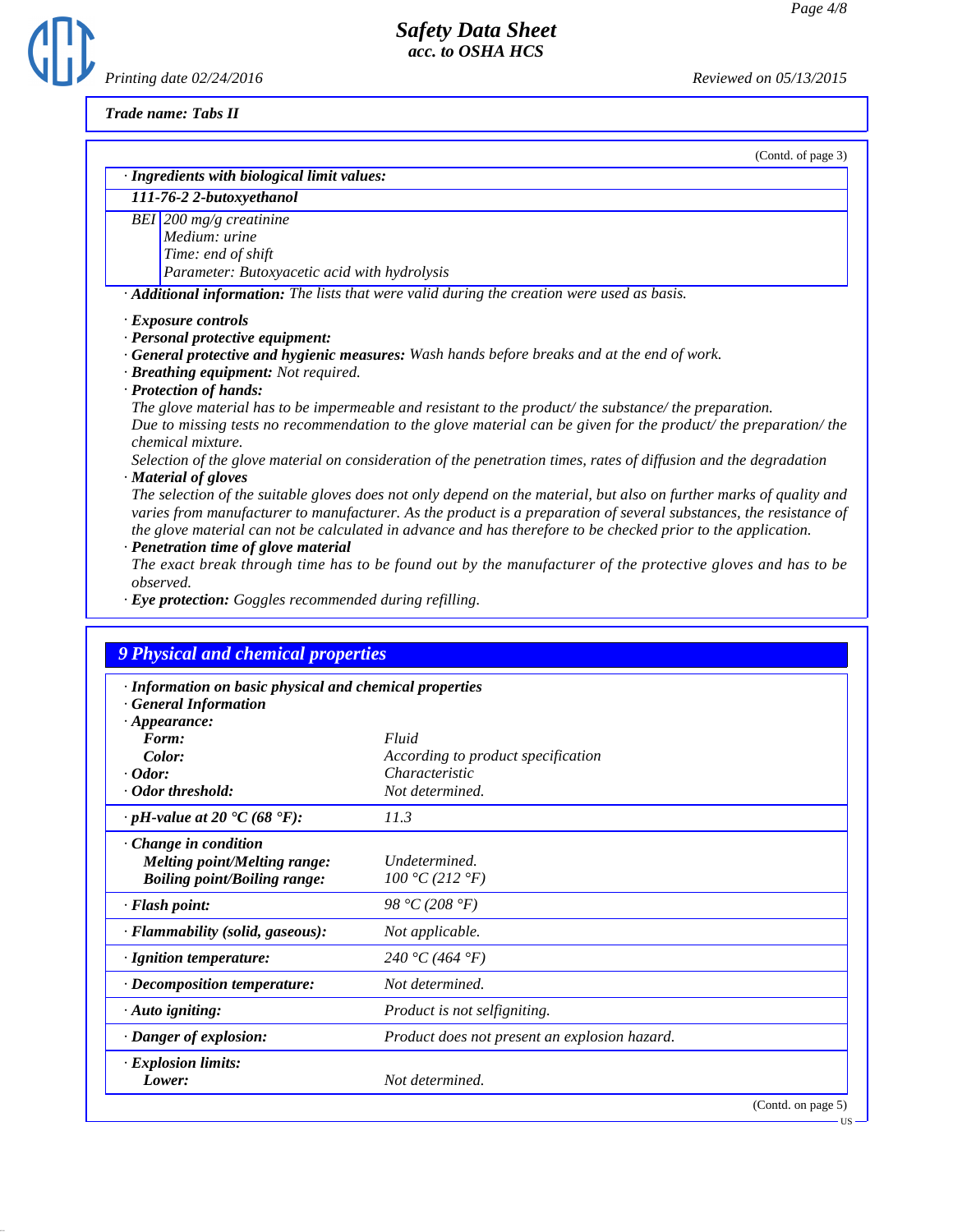**Trade name: Tabs II**

(Contd. of page 3)

· **Ingredients with biological limit values:**

| **111-76-2 2-butoxyethanol** | |
|---|---|
| BEI | 200 mg/g creatinine<br>Medium: urine<br>Time: end of shift<br>Parameter: Butoxyacetic acid with hydrolysis |

· **Additional information:** The lists that were valid during the creation were used as basis.

· **Exposure controls**
· **Personal protective equipment:**
· **General protective and hygienic measures:** Wash hands before breaks and at the end of work.
· **Breathing equipment:** Not required.
· **Protection of hands:**
The glove material has to be impermeable and resistant to the product/ the substance/ the preparation.
Due to missing tests no recommendation to the glove material can be given for the product/ the preparation/ the chemical mixture.
Selection of the glove material on consideration of the penetration times, rates of diffusion and the degradation
· **Material of gloves**
The selection of the suitable gloves does not only depend on the material, but also on further marks of quality and varies from manufacturer to manufacturer. As the product is a preparation of several substances, the resistance of the glove material can not be calculated in advance and has therefore to be checked prior to the application.
· **Penetration time of glove material**
The exact break through time has to be found out by the manufacturer of the protective gloves and has to be observed.
· **Eye protection:** Goggles recommended during refilling.

## 9 Physical and chemical properties

| | |
|---|---|
| · **Information on basic physical and chemical properties** | |
| · **General Information** | |
| · **Appearance:** | |
| **Form:** | Fluid |
| **Color:** | According to product specification |
| · **Odor:** | Characteristic |
| · **Odor threshold:** | Not determined. |
| · **pH-value at 20 °C (68 °F):** | 11.3 |
| · **Change in condition** | |
| **Melting point/Melting range:** | Undetermined. |
| **Boiling point/Boiling range:** | 100 °C (212 °F) |
| · **Flash point:** | 98 °C (208 °F) |
| · **Flammability (solid, gaseous):** | Not applicable. |
| · **Ignition temperature:** | 240 °C (464 °F) |
| · **Decomposition temperature:** | Not determined. |
| · **Auto igniting:** | Product is not selfigniting. |
| · **Danger of explosion:** | Product does not present an explosion hazard. |
| · **Explosion limits:** | |
| **Lower:** | Not determined. |

(Contd. on page 5)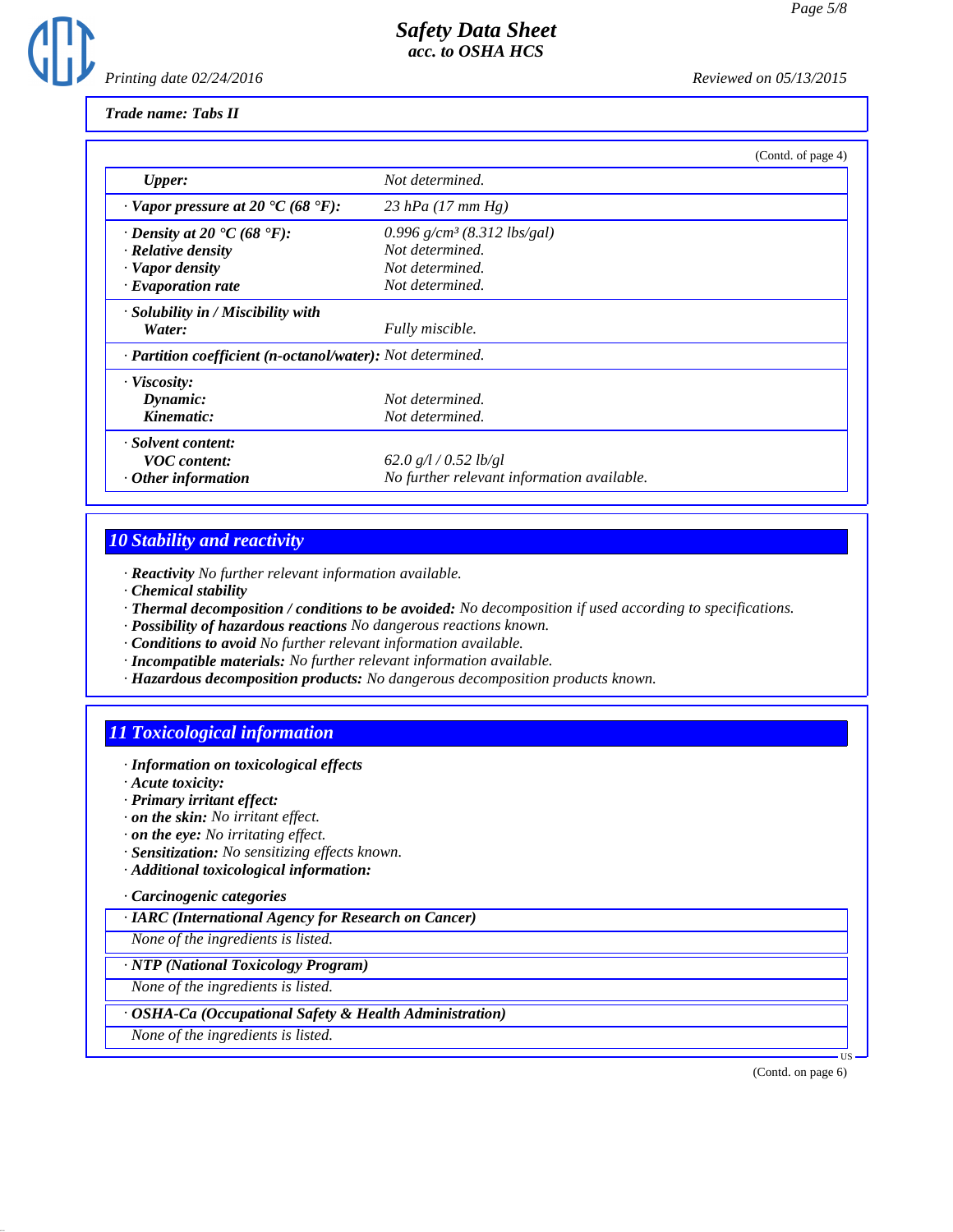**Trade name: Tabs II**

(Contd. of page 4)

| | |
|---|---|
| ***Upper:*** | *Not determined.* |
| *· **Vapor pressure at 20 °C (68 °F):*** | *23 hPa (17 mm Hg)* |
| *· **Density at 20 °C (68 °F):*** | *0.996 g/cm³ (8.312 lbs/gal)* |
| *· **Relative density*** | *Not determined.* |
| *· **Vapor density*** | *Not determined.* |
| *· **Evaporation rate*** | *Not determined.* |
| *· **Solubility in / Miscibility with*** | |
| ***Water:*** | *Fully miscible.* |
| *· **Partition coefficient (n-octanol/water):*** | *Not determined.* |
| *· **Viscosity:*** | |
| ***Dynamic:*** | *Not determined.* |
| ***Kinematic:*** | *Not determined.* |
| *· **Solvent content:*** | |
| ***VOC content:*** | *62.0 g/l / 0.52 lb/gl* |
| *· **Other information*** | *No further relevant information available.* |

## 10 Stability and reactivity

*· **Reactivity** No further relevant information available.*
*· **Chemical stability***
*· **Thermal decomposition / conditions to be avoided:** No decomposition if used according to specifications.*
*· **Possibility of hazardous reactions** No dangerous reactions known.*
*· **Conditions to avoid** No further relevant information available.*
*· **Incompatible materials:** No further relevant information available.*
*· **Hazardous decomposition products:** No dangerous decomposition products known.*

## 11 Toxicological information

*· **Information on toxicological effects***
*· **Acute toxicity:***
*· **Primary irritant effect:***
*· **on the skin:** No irritant effect.*
*· **on the eye:** No irritating effect.*
*· **Sensitization:** No sensitizing effects known.*
*· **Additional toxicological information:***

*· **Carcinogenic categories***

*· **IARC (International Agency for Research on Cancer)***

*None of the ingredients is listed.*

*· **NTP (National Toxicology Program)***

*None of the ingredients is listed.*

*· **OSHA-Ca (Occupational Safety & Health Administration)***

*None of the ingredients is listed.*

(Contd. on page 6)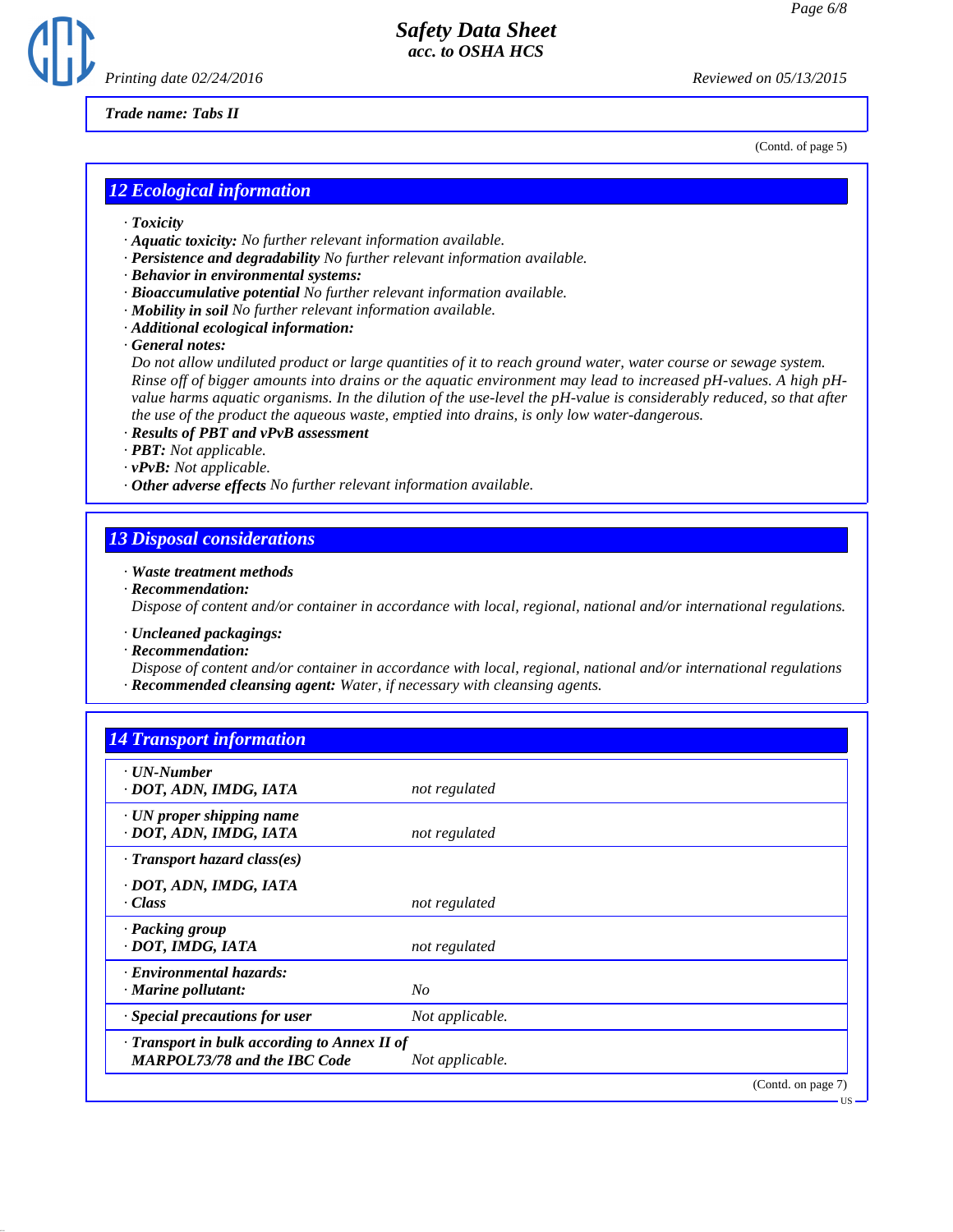*Trade name: Tabs II*

(Contd. of page 5)

## 12 Ecological information

- · ***Toxicity***
- · ***Aquatic toxicity:*** *No further relevant information available.*
- · ***Persistence and degradability*** *No further relevant information available.*
- · ***Behavior in environmental systems:***
- · ***Bioaccumulative potential*** *No further relevant information available.*
- · ***Mobility in soil*** *No further relevant information available.*
- · ***Additional ecological information:***
- · ***General notes:***

  *Do not allow undiluted product or large quantities of it to reach ground water, water course or sewage system. Rinse off of bigger amounts into drains or the aquatic environment may lead to increased pH-values. A high pH-value harms aquatic organisms. In the dilution of the use-level the pH-value is considerably reduced, so that after the use of the product the aqueous waste, emptied into drains, is only low water-dangerous.*
- · ***Results of PBT and vPvB assessment***
- · ***PBT:*** *Not applicable.*
- · ***vPvB:*** *Not applicable.*
- · ***Other adverse effects*** *No further relevant information available.*

## 13 Disposal considerations

- · ***Waste treatment methods***
- · ***Recommendation:***

  *Dispose of content and/or container in accordance with local, regional, national and/or international regulations.*

- · ***Uncleaned packagings:***
- · ***Recommendation:***

  *Dispose of content and/or container in accordance with local, regional, national and/or international regulations*
- · ***Recommended cleansing agent:*** *Water, if necessary with cleansing agents.*

## 14 Transport information

| | |
|---|---|
| · ***UN-Number*** <br> · ***DOT, ADN, IMDG, IATA*** | *not regulated* |
| · ***UN proper shipping name*** <br> · ***DOT, ADN, IMDG, IATA*** | *not regulated* |
| · ***Transport hazard class(es)*** <br> · ***DOT, ADN, IMDG, IATA*** <br> · ***Class*** | *not regulated* |
| · ***Packing group*** <br> · ***DOT, IMDG, IATA*** | *not regulated* |
| · ***Environmental hazards:*** <br> · ***Marine pollutant:*** | *No* |
| · ***Special precautions for user*** | *Not applicable.* |
| · ***Transport in bulk according to Annex II of MARPOL73/78 and the IBC Code*** | *Not applicable.* |

(Contd. on page 7)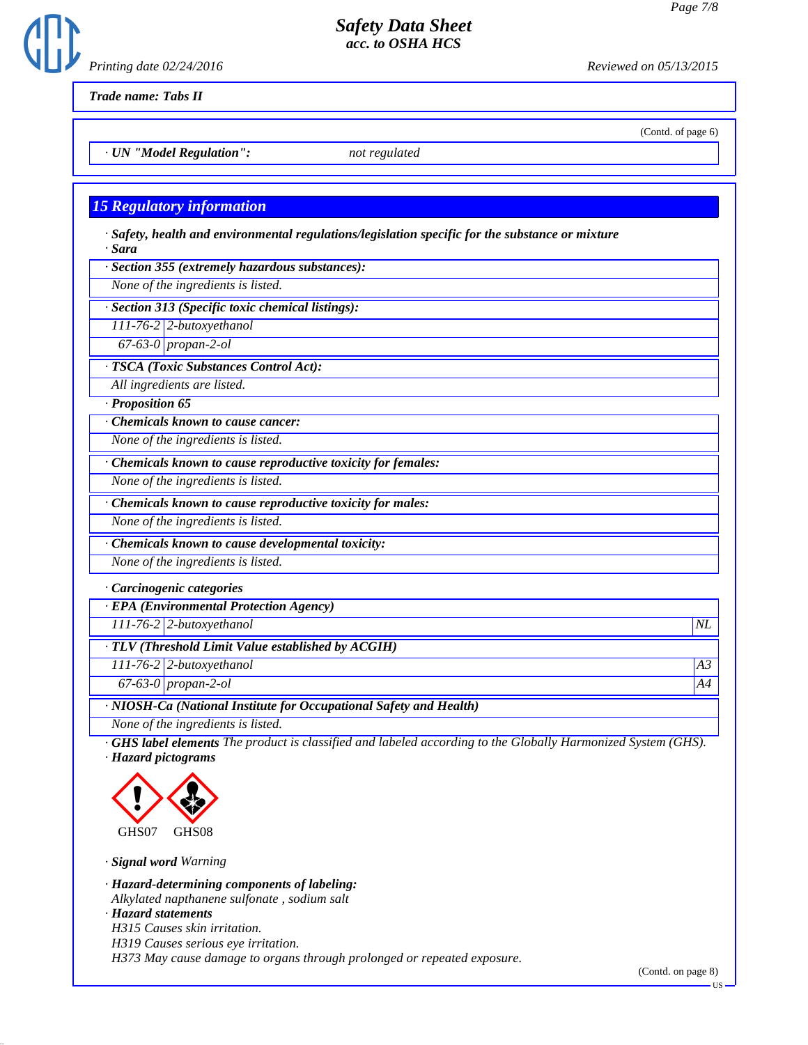*Trade name: Tabs II*

(Contd. of page 6)

· **UN "Model Regulation":** not regulated

## 15 Regulatory information

· **Safety, health and environmental regulations/legislation specific for the substance or mixture**

· **Sara**

· **Section 355 (extremely hazardous substances):**

None of the ingredients is listed.

· **Section 313 (Specific toxic chemical listings):**

| | |
|---|---|
| 111-76-2 | 2-butoxyethanol |
| 67-63-0 | propan-2-ol |

· **TSCA (Toxic Substances Control Act):**

All ingredients are listed.

· **Proposition 65**

· **Chemicals known to cause cancer:**

None of the ingredients is listed.

· **Chemicals known to cause reproductive toxicity for females:**

None of the ingredients is listed.

· **Chemicals known to cause reproductive toxicity for males:**

None of the ingredients is listed.

· **Chemicals known to cause developmental toxicity:**

None of the ingredients is listed.

· **Carcinogenic categories**

· **EPA (Environmental Protection Agency)**

| | | |
|---|---|---|
| 111-76-2 | 2-butoxyethanol | NL |

· **TLV (Threshold Limit Value established by ACGIH)**

| | | |
|---|---|---|
| 111-76-2 | 2-butoxyethanol | A3 |
| 67-63-0 | propan-2-ol | A4 |

· **NIOSH-Ca (National Institute for Occupational Safety and Health)**

None of the ingredients is listed.

· **GHS label elements** The product is classified and labeled according to the Globally Harmonized System (GHS).

· **Hazard pictograms**

GHS07 GHS08

· **Signal word** Warning

· **Hazard-determining components of labeling:**

Alkylated napthanene sulfonate , sodium salt

· **Hazard statements**

H315 Causes skin irritation.

H319 Causes serious eye irritation.

H373 May cause damage to organs through prolonged or repeated exposure.

(Contd. on page 8)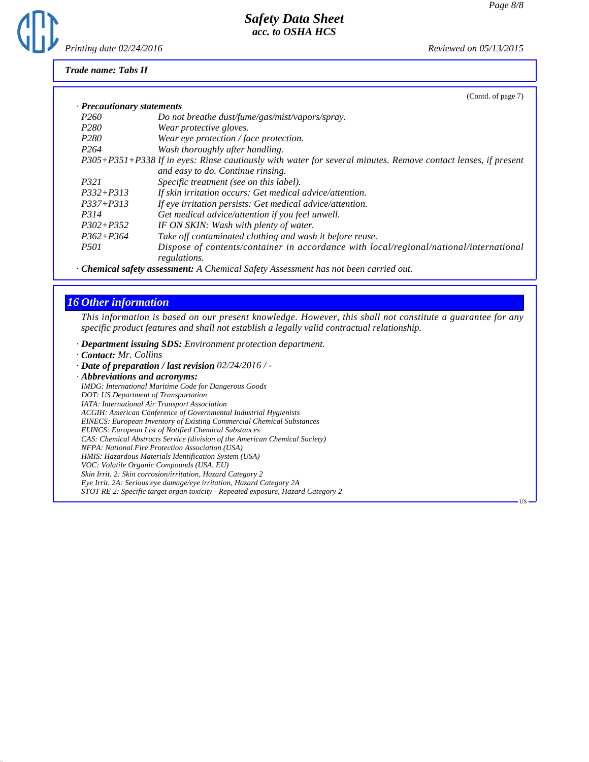**Trade name: Tabs II**

(Contd. of page 7)

· **Precautionary statements**

| | |
|---|---|
| P260 | Do not breathe dust/fume/gas/mist/vapors/spray. |
| P280 | Wear protective gloves. |
| P280 | Wear eye protection / face protection. |
| P264 | Wash thoroughly after handling. |
| P305+P351+P338 | If in eyes: Rinse cautiously with water for several minutes. Remove contact lenses, if present and easy to do. Continue rinsing. |
| P321 | Specific treatment (see on this label). |
| P332+P313 | If skin irritation occurs: Get medical advice/attention. |
| P337+P313 | If eye irritation persists: Get medical advice/attention. |
| P314 | Get medical advice/attention if you feel unwell. |
| P302+P352 | IF ON SKIN: Wash with plenty of water. |
| P362+P364 | Take off contaminated clothing and wash it before reuse. |
| P501 | Dispose of contents/container in accordance with local/regional/national/international regulations. |

· **Chemical safety assessment:** A Chemical Safety Assessment has not been carried out.

## 16 Other information

This information is based on our present knowledge. However, this shall not constitute a guarantee for any specific product features and shall not establish a legally valid contractual relationship.

· **Department issuing SDS:** Environment protection department.
· **Contact:** Mr. Collins
· **Date of preparation / last revision** 02/24/2016 / -
· **Abbreviations and acronyms:**

IMDG: International Maritime Code for Dangerous Goods
DOT: US Department of Transportation
IATA: International Air Transport Association
ACGIH: American Conference of Governmental Industrial Hygienists
EINECS: European Inventory of Existing Commercial Chemical Substances
ELINCS: European List of Notified Chemical Substances
CAS: Chemical Abstracts Service (division of the American Chemical Society)
NFPA: National Fire Protection Association (USA)
HMIS: Hazardous Materials Identification System (USA)
VOC: Volatile Organic Compounds (USA, EU)
Skin Irrit. 2: Skin corrosion/irritation, Hazard Category 2
Eye Irrit. 2A: Serious eye damage/eye irritation, Hazard Category 2A
STOT RE 2: Specific target organ toxicity - Repeated exposure, Hazard Category 2